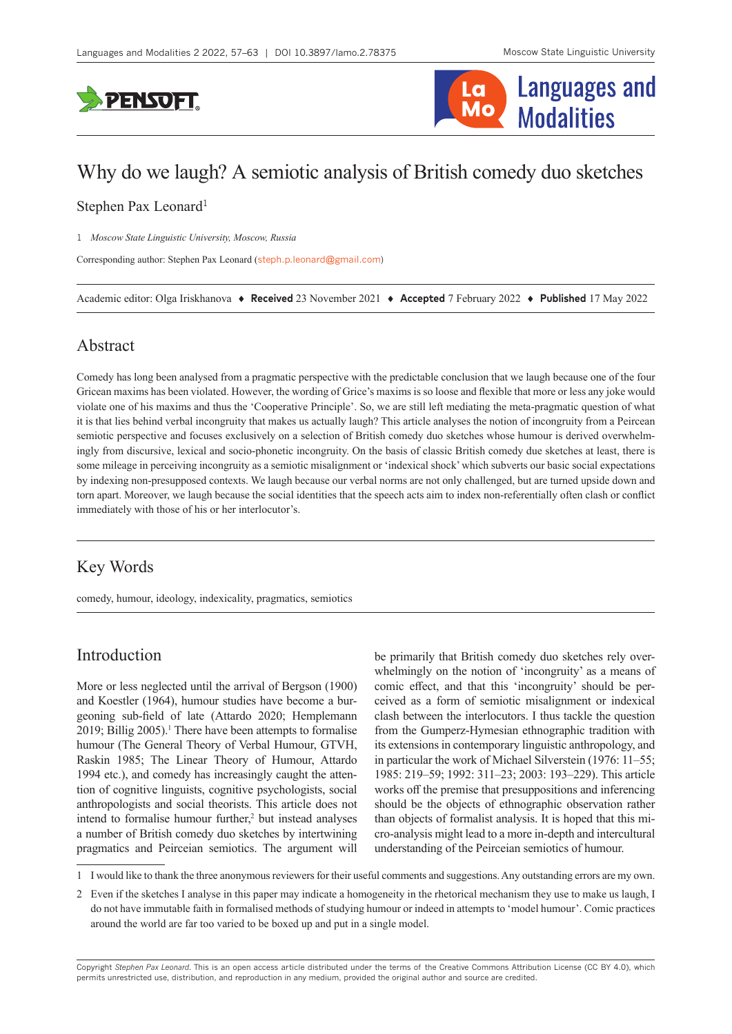# Why do we laugh? A semiotic analysis of British comedy duo sketches

Stephen Pax Leonard[1]

1 *Moscow State Linguistic University, Moscow, Russia*

Corresponding author: Stephen Pax Leonard (steph.p.leonard@gmail.com)

Academic editor: Olga Iriskhanova ♦ **Received** 23 November 2021 ♦ **Accepted** 7 February 2022 ♦ **Published** 17 May 2022

## Abstract

Comedy has long been analysed from a pragmatic perspective with the predictable conclusion that we laugh because one of the four Gricean maxims has been violated. However, the wording of Grice's maxims is so loose and flexible that more or less any joke would violate one of his maxims and thus the 'Cooperative Principle'. So, we are still left mediating the meta-pragmatic question of what it is that lies behind verbal incongruity that makes us actually laugh? This article analyses the notion of incongruity from a Peircean semiotic perspective and focuses exclusively on a selection of British comedy duo sketches whose humour is derived overwhelmingly from discursive, lexical and socio-phonetic incongruity. On the basis of classic British comedy due sketches at least, there is some mileage in perceiving incongruity as a semiotic misalignment or 'indexical shock' which subverts our basic social expectations by indexing non-presupposed contexts. We laugh because our verbal norms are not only challenged, but are turned upside down and torn apart. Moreover, we laugh because the social identities that the speech acts aim to index non-referentially often clash or conflict immediately with those of his or her interlocutor's.

## Key Words

comedy, humour, ideology, indexicality, pragmatics, semiotics

## Introduction

More or less neglected until the arrival of Bergson (1900) and Koestler (1964), humour studies have become a burgeoning sub-field of late (Attardo 2020; Hemplemann 2019; Billig 2005).[1] There have been attempts to formalise humour (The General Theory of Verbal Humour, GTVH, Raskin 1985; The Linear Theory of Humour, Attardo 1994 etc.), and comedy has increasingly caught the attention of cognitive linguists, cognitive psychologists, social anthropologists and social theorists. This article does not intend to formalise humour further,[2] but instead analyses a number of British comedy duo sketches by intertwining pragmatics and Peirceian semiotics. The argument will be primarily that British comedy duo sketches rely overwhelmingly on the notion of 'incongruity' as a means of comic effect, and that this 'incongruity' should be perceived as a form of semiotic misalignment or indexical clash between the interlocutors. I thus tackle the question from the Gumperz-Hymesian ethnographic tradition with its extensions in contemporary linguistic anthropology, and in particular the work of Michael Silverstein (1976: 11–55; 1985: 219–59; 1992: 311–23; 2003: 193–229). This article works off the premise that presuppositions and inferencing should be the objects of ethnographic observation rather than objects of formalist analysis. It is hoped that this micro-analysis might lead to a more in-depth and intercultural understanding of the Peircean semiotics of humour.

1 I would like to thank the three anonymous reviewers for their useful comments and suggestions. Any outstanding errors are my own.

2 Even if the sketches I analyse in this paper may indicate a homogeneity in the rhetorical mechanism they use to make us laugh, I do not have immutable faith in formalised methods of studying humour or indeed in attempts to 'model humour'. Comic practices around the world are far too varied to be boxed up and put in a single model.

Copyright *Stephen Pax Leonard.* This is an open access article distributed under the terms of the Creative Commons Attribution License (CC BY 4.0), which permits unrestricted use, distribution, and reproduction in any medium, provided the original author and source are credited.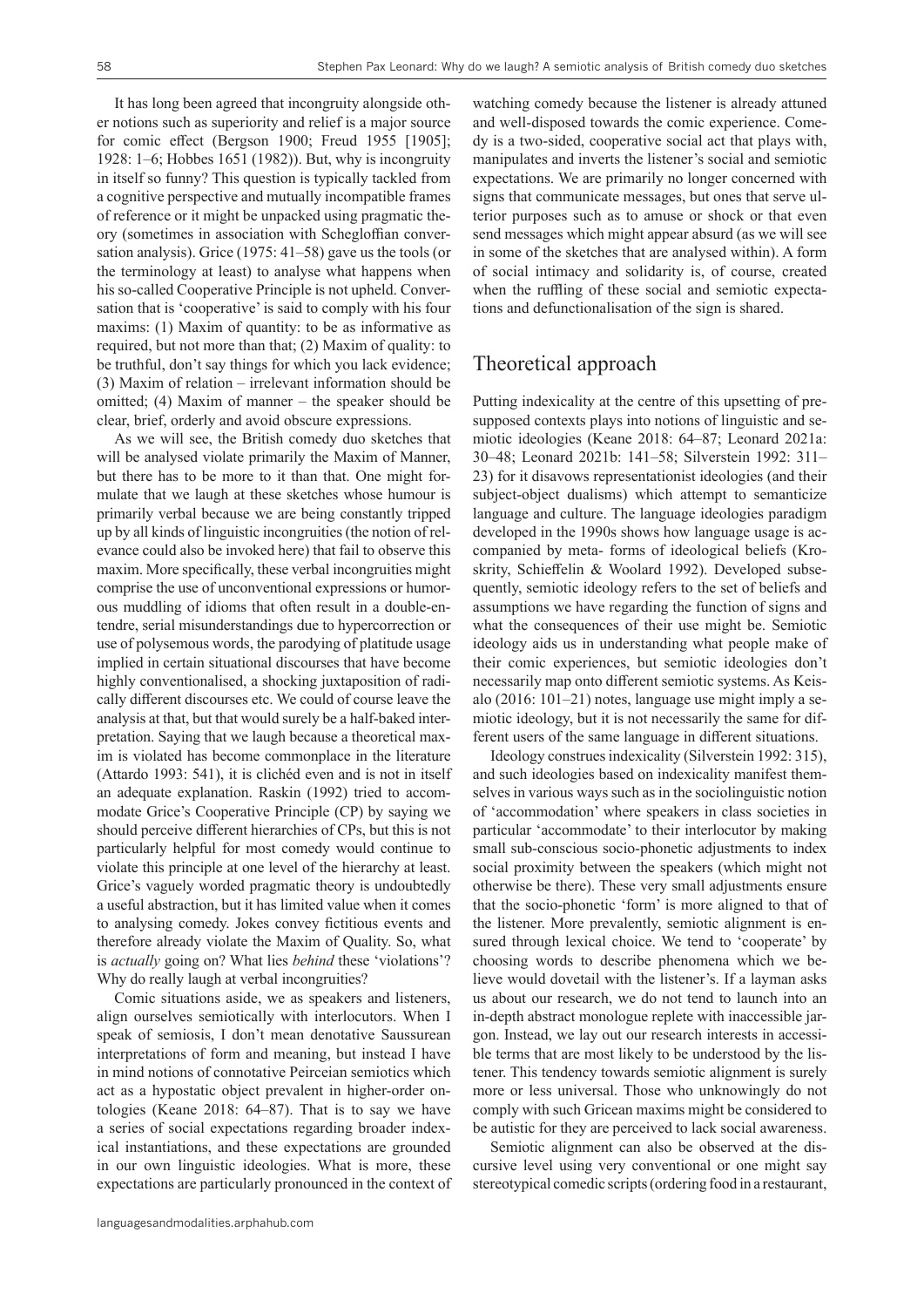It has long been agreed that incongruity alongside other notions such as superiority and relief is a major source for comic effect (Bergson 1900; Freud 1955 [1905]; 1928: 1–6; Hobbes 1651 (1982)). But, why is incongruity in itself so funny? This question is typically tackled from a cognitive perspective and mutually incompatible frames of reference or it might be unpacked using pragmatic theory (sometimes in association with Schegloffian conversation analysis). Grice (1975: 41–58) gave us the tools (or the terminology at least) to analyse what happens when his so-called Cooperative Principle is not upheld. Conversation that is 'cooperative' is said to comply with his four maxims: (1) Maxim of quantity: to be as informative as required, but not more than that; (2) Maxim of quality: to be truthful, don't say things for which you lack evidence; (3) Maxim of relation – irrelevant information should be omitted; (4) Maxim of manner – the speaker should be clear, brief, orderly and avoid obscure expressions.

As we will see, the British comedy duo sketches that will be analysed violate primarily the Maxim of Manner, but there has to be more to it than that. One might formulate that we laugh at these sketches whose humour is primarily verbal because we are being constantly tripped up by all kinds of linguistic incongruities (the notion of relevance could also be invoked here) that fail to observe this maxim. More specifically, these verbal incongruities might comprise the use of unconventional expressions or humorous muddling of idioms that often result in a double-entendre, serial misunderstandings due to hypercorrection or use of polysemous words, the parodying of platitude usage implied in certain situational discourses that have become highly conventionalised, a shocking juxtaposition of radically different discourses etc. We could of course leave the analysis at that, but that would surely be a half-baked interpretation. Saying that we laugh because a theoretical maxim is violated has become commonplace in the literature (Attardo 1993: 541), it is clichéd even and is not in itself an adequate explanation. Raskin (1992) tried to accommodate Grice's Cooperative Principle (CP) by saying we should perceive different hierarchies of CPs, but this is not particularly helpful for most comedy would continue to violate this principle at one level of the hierarchy at least. Grice's vaguely worded pragmatic theory is undoubtedly a useful abstraction, but it has limited value when it comes to analysing comedy. Jokes convey fictitious events and therefore already violate the Maxim of Quality. So, what is *actually* going on? What lies *behind* these 'violations'? Why do really laugh at verbal incongruities?

Comic situations aside, we as speakers and listeners, align ourselves semiotically with interlocutors. When I speak of semiosis, I don't mean denotative Saussurean interpretations of form and meaning, but instead I have in mind notions of connotative Peircean semiotics which act as a hypostatic object prevalent in higher-order ontologies (Keane 2018: 64–87). That is to say we have a series of social expectations regarding broader indexical instantiations, and these expectations are grounded in our own linguistic ideologies. What is more, these expectations are particularly pronounced in the context of watching comedy because the listener is already attuned and well-disposed towards the comic experience. Comedy is a two-sided, cooperative social act that plays with, manipulates and inverts the listener's social and semiotic expectations. We are primarily no longer concerned with signs that communicate messages, but ones that serve ulterior purposes such as to amuse or shock or that even send messages which might appear absurd (as we will see in some of the sketches that are analysed within). A form of social intimacy and solidarity is, of course, created when the ruffling of these social and semiotic expectations and defunctionalisation of the sign is shared.

## Theoretical approach

Putting indexicality at the centre of this upsetting of presupposed contexts plays into notions of linguistic and semiotic ideologies (Keane 2018: 64–87; Leonard 2021a: 30–48; Leonard 2021b: 141–58; Silverstein 1992: 311–23) for it disavows representationist ideologies (and their subject-object dualisms) which attempt to semanticize language and culture. The language ideologies paradigm developed in the 1990s shows how language usage is accompanied by meta- forms of ideological beliefs (Kroskrity, Schieffelin & Woolard 1992). Developed subsequently, semiotic ideology refers to the set of beliefs and assumptions we have regarding the function of signs and what the consequences of their use might be. Semiotic ideology aids us in understanding what people make of their comic experiences, but semiotic ideologies don't necessarily map onto different semiotic systems. As Keisalo (2016: 101–21) notes, language use might imply a semiotic ideology, but it is not necessarily the same for different users of the same language in different situations.

Ideology construes indexicality (Silverstein 1992: 315), and such ideologies based on indexicality manifest themselves in various ways such as in the sociolinguistic notion of 'accommodation' where speakers in class societies in particular 'accommodate' to their interlocutor by making small sub-conscious socio-phonetic adjustments to index social proximity between the speakers (which might not otherwise be there). These very small adjustments ensure that the socio-phonetic 'form' is more aligned to that of the listener. More prevalently, semiotic alignment is ensured through lexical choice. We tend to 'cooperate' by choosing words to describe phenomena which we believe would dovetail with the listener's. If a layman asks us about our research, we do not tend to launch into an in-depth abstract monologue replete with inaccessible jargon. Instead, we lay out our research interests in accessible terms that are most likely to be understood by the listener. This tendency towards semiotic alignment is surely more or less universal. Those who unknowingly do not comply with such Gricean maxims might be considered to be autistic for they are perceived to lack social awareness.

Semiotic alignment can also be observed at the discursive level using very conventional or one might say stereotypical comedic scripts (ordering food in a restaurant,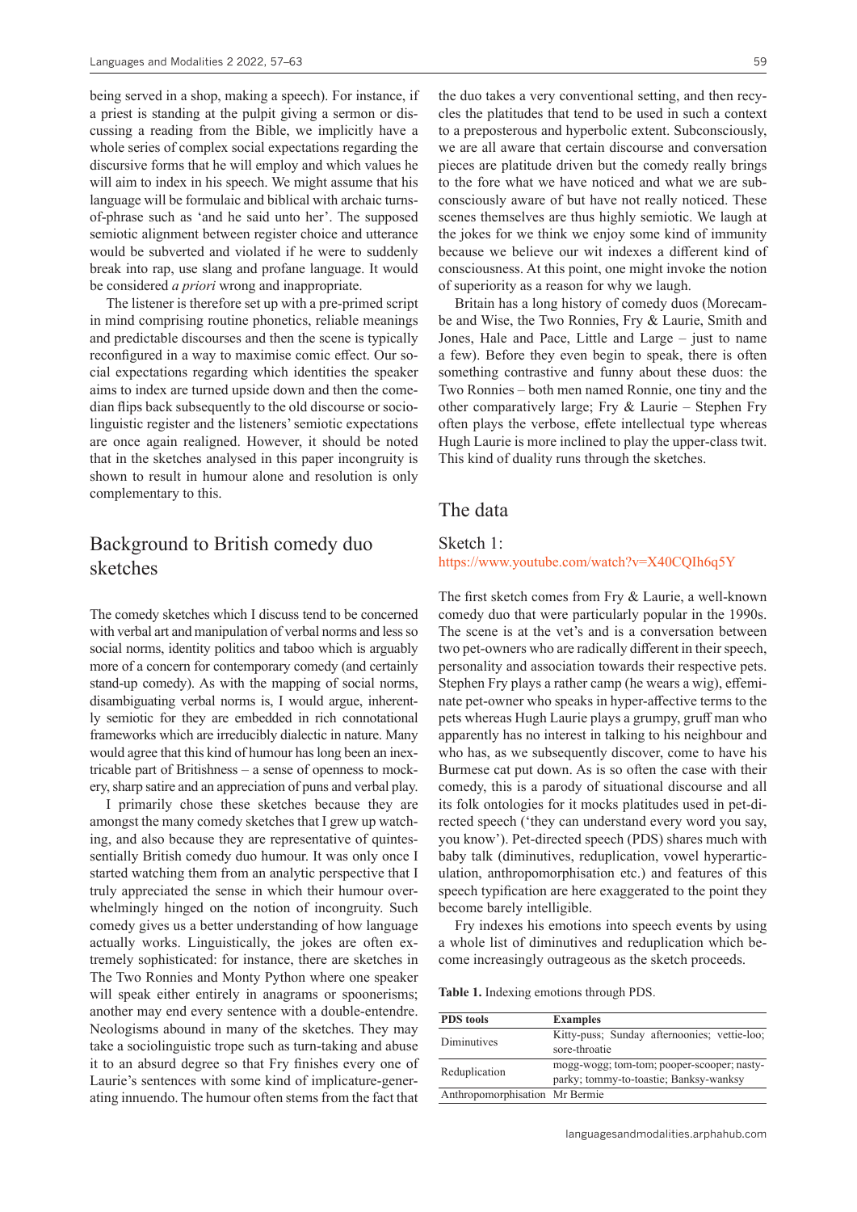being served in a shop, making a speech). For instance, if a priest is standing at the pulpit giving a sermon or discussing a reading from the Bible, we implicitly have a whole series of complex social expectations regarding the discursive forms that he will employ and which values he will aim to index in his speech. We might assume that his language will be formulaic and biblical with archaic turns-of-phrase such as 'and he said unto her'. The supposed semiotic alignment between register choice and utterance would be subverted and violated if he were to suddenly break into rap, use slang and profane language. It would be considered *a priori* wrong and inappropriate.

The listener is therefore set up with a pre-primed script in mind comprising routine phonetics, reliable meanings and predictable discourses and then the scene is typically reconfigured in a way to maximise comic effect. Our social expectations regarding which identities the speaker aims to index are turned upside down and then the comedian flips back subsequently to the old discourse or sociolinguistic register and the listeners' semiotic expectations are once again realigned. However, it should be noted that in the sketches analysed in this paper incongruity is shown to result in humour alone and resolution is only complementary to this.

## Background to British comedy duo sketches

The comedy sketches which I discuss tend to be concerned with verbal art and manipulation of verbal norms and less so social norms, identity politics and taboo which is arguably more of a concern for contemporary comedy (and certainly stand-up comedy). As with the mapping of social norms, disambiguating verbal norms is, I would argue, inherently semiotic for they are embedded in rich connotational frameworks which are irreducibly dialectic in nature. Many would agree that this kind of humour has long been an inextricable part of Britishness – a sense of openness to mockery, sharp satire and an appreciation of puns and verbal play.

I primarily chose these sketches because they are amongst the many comedy sketches that I grew up watching, and also because they are representative of quintessentially British comedy duo humour. It was only once I started watching them from an analytic perspective that I truly appreciated the sense in which their humour overwhelmingly hinged on the notion of incongruity. Such comedy gives us a better understanding of how language actually works. Linguistically, the jokes are often extremely sophisticated: for instance, there are sketches in The Two Ronnies and Monty Python where one speaker will speak either entirely in anagrams or spoonerisms; another may end every sentence with a double-entendre. Neologisms abound in many of the sketches. They may take a sociolinguistic trope such as turn-taking and abuse it to an absurd degree so that Fry finishes every one of Laurie's sentences with some kind of implicature-generating innuendo. The humour often stems from the fact that the duo takes a very conventional setting, and then recycles the platitudes that tend to be used in such a context to a preposterous and hyperbolic extent. Subconsciously, we are all aware that certain discourse and conversation pieces are platitude driven but the comedy really brings to the fore what we have noticed and what we are subconsciously aware of but have not really noticed. These scenes themselves are thus highly semiotic. We laugh at the jokes for we think we enjoy some kind of immunity because we believe our wit indexes a different kind of consciousness. At this point, one might invoke the notion of superiority as a reason for why we laugh.

Britain has a long history of comedy duos (Morecambe and Wise, the Two Ronnies, Fry & Laurie, Smith and Jones, Hale and Pace, Little and Large – just to name a few). Before they even begin to speak, there is often something contrastive and funny about these duos: the Two Ronnies – both men named Ronnie, one tiny and the other comparatively large; Fry & Laurie – Stephen Fry often plays the verbose, effete intellectual type whereas Hugh Laurie is more inclined to play the upper-class twit. This kind of duality runs through the sketches.

## The data

### Sketch 1:

https://www.youtube.com/watch?v=X40CQIh6q5Y

The first sketch comes from Fry & Laurie, a well-known comedy duo that were particularly popular in the 1990s. The scene is at the vet's and is a conversation between two pet-owners who are radically different in their speech, personality and association towards their respective pets. Stephen Fry plays a rather camp (he wears a wig), effeminate pet-owner who speaks in hyper-affective terms to the pets whereas Hugh Laurie plays a grumpy, gruff man who apparently has no interest in talking to his neighbour and who has, as we subsequently discover, come to have his Burmese cat put down. As is so often the case with their comedy, this is a parody of situational discourse and all its folk ontologies for it mocks platitudes used in pet-directed speech ('they can understand every word you say, you know'). Pet-directed speech (PDS) shares much with baby talk (diminutives, reduplication, vowel hyperarticulation, anthropomorphisation etc.) and features of this speech typification are here exaggerated to the point they become barely intelligible.

Fry indexes his emotions into speech events by using a whole list of diminutives and reduplication which become increasingly outrageous as the sketch proceeds.

**Table 1.** Indexing emotions through PDS.

| PDS tools | Examples |
|---|---|
| Diminutives | Kitty-puss; Sunday afternoonies; vettie-loo; sore-throatie |
| Reduplication | mogg-wogg; tom-tom; pooper-scooper; nasty-parky; tommy-to-toastie; Banksy-wanksy |
| Anthropomorphisation | Mr Bermie |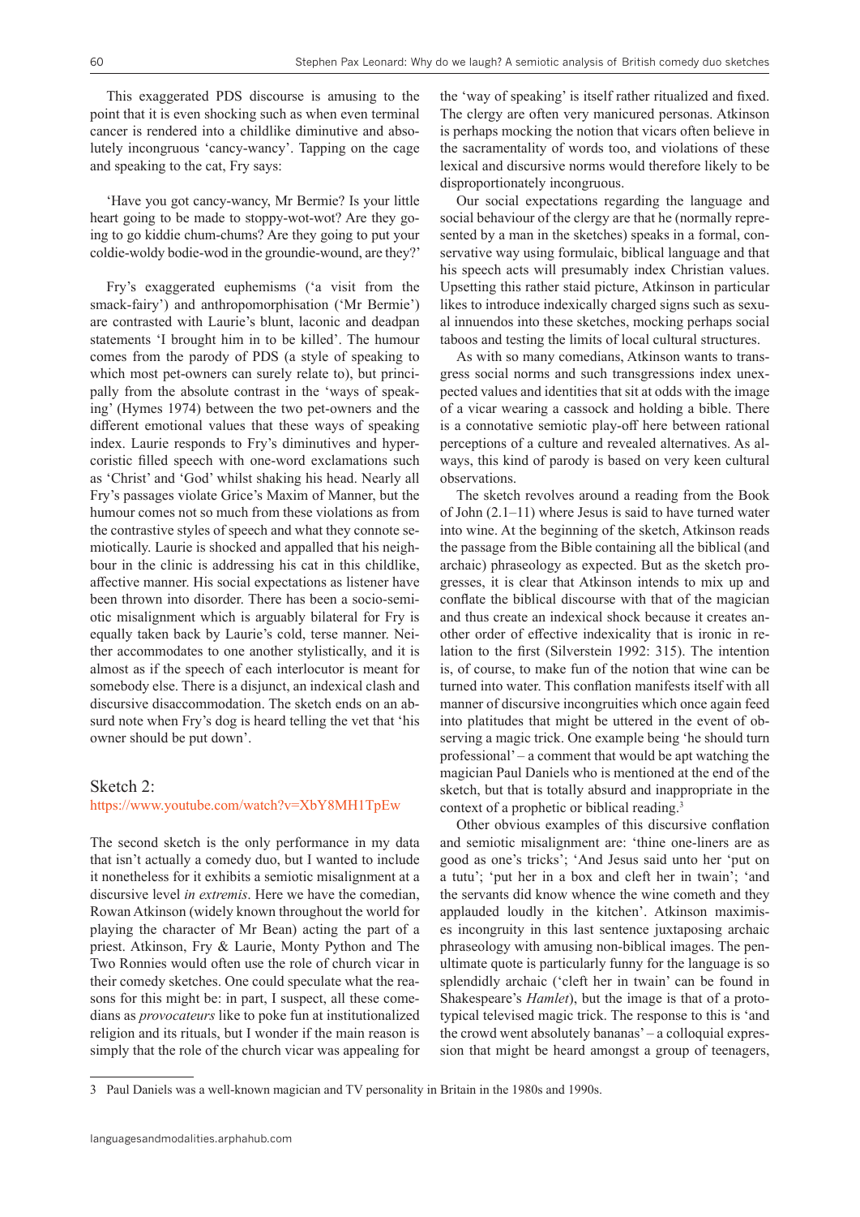This exaggerated PDS discourse is amusing to the point that it is even shocking such as when even terminal cancer is rendered into a childlike diminutive and absolutely incongruous 'cancy-wancy'. Tapping on the cage and speaking to the cat, Fry says:

'Have you got cancy-wancy, Mr Bermie? Is your little heart going to be made to stoppy-wot-wot? Are they going to go kiddie chum-chums? Are they going to put your coldie-woldy bodie-wod in the groundie-wound, are they?'

Fry's exaggerated euphemisms ('a visit from the smack-fairy') and anthropomorphisation ('Mr Bermie') are contrasted with Laurie's blunt, laconic and deadpan statements 'I brought him in to be killed'. The humour comes from the parody of PDS (a style of speaking to which most pet-owners can surely relate to), but principally from the absolute contrast in the 'ways of speaking' (Hymes 1974) between the two pet-owners and the different emotional values that these ways of speaking index. Laurie responds to Fry's diminutives and hypercoristic filled speech with one-word exclamations such as 'Christ' and 'God' whilst shaking his head. Nearly all Fry's passages violate Grice's Maxim of Manner, but the humour comes not so much from these violations as from the contrastive styles of speech and what they connote semiotically. Laurie is shocked and appalled that his neighbour in the clinic is addressing his cat in this childlike, affective manner. His social expectations as listener have been thrown into disorder. There has been a socio-semiotic misalignment which is arguably bilateral for Fry is equally taken back by Laurie's cold, terse manner. Neither accommodates to one another stylistically, and it is almost as if the speech of each interlocutor is meant for somebody else. There is a disjunct, an indexical clash and discursive disaccommodation. The sketch ends on an absurd note when Fry's dog is heard telling the vet that 'his owner should be put down'.

## Sketch 2:

https://www.youtube.com/watch?v=XbY8MH1TpEw

The second sketch is the only performance in my data that isn't actually a comedy duo, but I wanted to include it nonetheless for it exhibits a semiotic misalignment at a discursive level *in extremis*. Here we have the comedian, Rowan Atkinson (widely known throughout the world for playing the character of Mr Bean) acting the part of a priest. Atkinson, Fry & Laurie, Monty Python and The Two Ronnies would often use the role of church vicar in their comedy sketches. One could speculate what the reasons for this might be: in part, I suspect, all these comedians as *provocateurs* like to poke fun at institutionalized religion and its rituals, but I wonder if the main reason is simply that the role of the church vicar was appealing for the 'way of speaking' is itself rather ritualized and fixed. The clergy are often very manicured personas. Atkinson is perhaps mocking the notion that vicars often believe in the sacramentality of words too, and violations of these lexical and discursive norms would therefore likely to be disproportionately incongruous.

Our social expectations regarding the language and social behaviour of the clergy are that he (normally represented by a man in the sketches) speaks in a formal, conservative way using formulaic, biblical language and that his speech acts will presumably index Christian values. Upsetting this rather staid picture, Atkinson in particular likes to introduce indexically charged signs such as sexual innuendos into these sketches, mocking perhaps social taboos and testing the limits of local cultural structures.

As with so many comedians, Atkinson wants to transgress social norms and such transgressions index unexpected values and identities that sit at odds with the image of a vicar wearing a cassock and holding a bible. There is a connotative semiotic play-off here between rational perceptions of a culture and revealed alternatives. As always, this kind of parody is based on very keen cultural observations.

The sketch revolves around a reading from the Book of John (2.1–11) where Jesus is said to have turned water into wine. At the beginning of the sketch, Atkinson reads the passage from the Bible containing all the biblical (and archaic) phraseology as expected. But as the sketch progresses, it is clear that Atkinson intends to mix up and conflate the biblical discourse with that of the magician and thus create an indexical shock because it creates another order of effective indexicality that is ironic in relation to the first (Silverstein 1992: 315). The intention is, of course, to make fun of the notion that wine can be turned into water. This conflation manifests itself with all manner of discursive incongruities which once again feed into platitudes that might be uttered in the event of observing a magic trick. One example being 'he should turn professional' – a comment that would be apt watching the magician Paul Daniels who is mentioned at the end of the sketch, but that is totally absurd and inappropriate in the context of a prophetic or biblical reading.[3]

Other obvious examples of this discursive conflation and semiotic misalignment are: 'thine one-liners are as good as one's tricks'; 'And Jesus said unto her 'put on a tutu'; 'put her in a box and cleft her in twain'; 'and the servants did know whence the wine cometh and they applauded loudly in the kitchen'. Atkinson maximises incongruity in this last sentence juxtaposing archaic phraseology with amusing non-biblical images. The penultimate quote is particularly funny for the language is so splendidly archaic ('cleft her in twain' can be found in Shakespeare's *Hamlet*), but the image is that of a prototypical televised magic trick. The response to this is 'and the crowd went absolutely bananas' – a colloquial expression that might be heard amongst a group of teenagers,

---

[3] Paul Daniels was a well-known magician and TV personality in Britain in the 1980s and 1990s.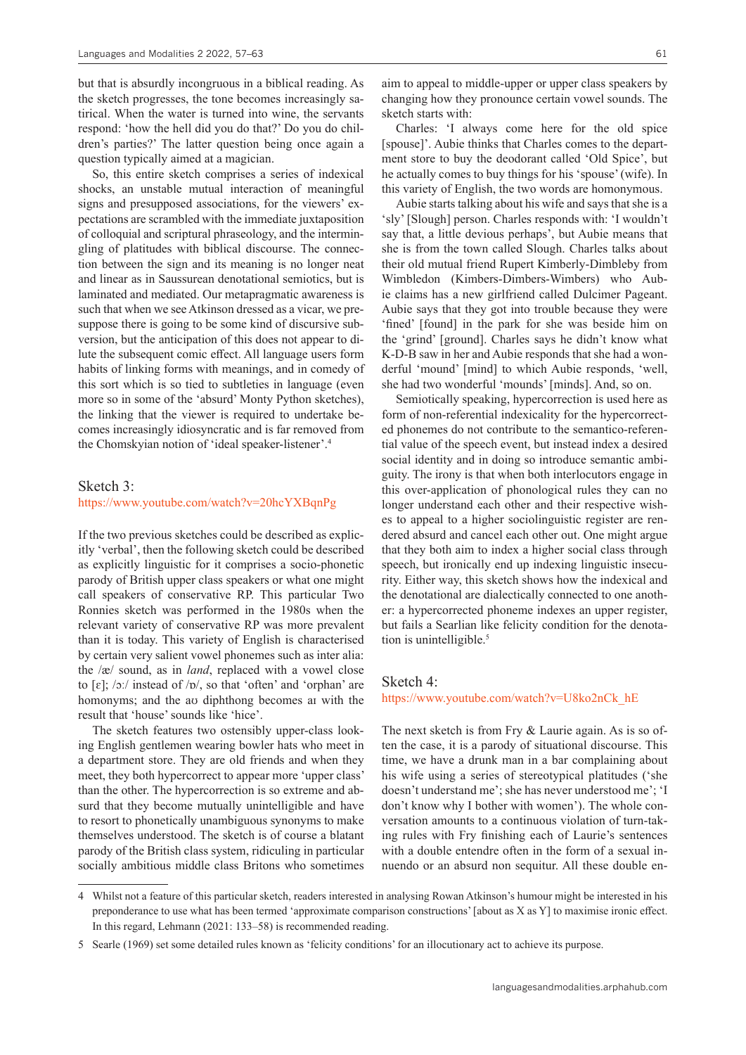but that is absurdly incongruous in a biblical reading. As the sketch progresses, the tone becomes increasingly satirical. When the water is turned into wine, the servants respond: 'how the hell did you do that?' Do you do children's parties?' The latter question being once again a question typically aimed at a magician.

So, this entire sketch comprises a series of indexical shocks, an unstable mutual interaction of meaningful signs and presupposed associations, for the viewers' expectations are scrambled with the immediate juxtaposition of colloquial and scriptural phraseology, and the intermingling of platitudes with biblical discourse. The connection between the sign and its meaning is no longer neat and linear as in Saussurean denotational semiotics, but is laminated and mediated. Our metapragmatic awareness is such that when we see Atkinson dressed as a vicar, we presuppose there is going to be some kind of discursive subversion, but the anticipation of this does not appear to dilute the subsequent comic effect. All language users form habits of linking forms with meanings, and in comedy of this sort which is so tied to subtleties in language (even more so in some of the 'absurd' Monty Python sketches), the linking that the viewer is required to undertake becomes increasingly idiosyncratic and is far removed from the Chomskyian notion of 'ideal speaker-listener'.[4]

## Sketch 3:

https://www.youtube.com/watch?v=20hcYXBqnPg

If the two previous sketches could be described as explicitly 'verbal', then the following sketch could be described as explicitly linguistic for it comprises a socio-phonetic parody of British upper class speakers or what one might call speakers of conservative RP. This particular Two Ronnies sketch was performed in the 1980s when the relevant variety of conservative RP was more prevalent than it is today. This variety of English is characterised by certain very salient vowel phonemes such as inter alia: the /æ/ sound, as in *land*, replaced with a vowel close to [ɛ]; /ɔː/ instead of /ɒ/, so that 'often' and 'orphan' are homonyms; and the aʊ diphthong becomes aɪ with the result that 'house' sounds like 'hice'.

The sketch features two ostensibly upper-class looking English gentlemen wearing bowler hats who meet in a department store. They are old friends and when they meet, they both hypercorrect to appear more 'upper class' than the other. The hypercorrection is so extreme and absurd that they become mutually unintelligible and have to resort to phonetically unambiguous synonyms to make themselves understood. The sketch is of course a blatant parody of the British class system, ridiculing in particular socially ambitious middle class Britons who sometimes aim to appeal to middle-upper or upper class speakers by changing how they pronounce certain vowel sounds. The sketch starts with:

Charles: 'I always come here for the old spice [spouse]'. Aubie thinks that Charles comes to the department store to buy the deodorant called 'Old Spice', but he actually comes to buy things for his 'spouse' (wife). In this variety of English, the two words are homonymous.

Aubie starts talking about his wife and says that she is a 'sly' [Slough] person. Charles responds with: 'I wouldn't say that, a little devious perhaps', but Aubie means that she is from the town called Slough. Charles talks about their old mutual friend Rupert Kimberly-Dimbleby from Wimbledon (Kimbers-Dimbers-Wimbers) who Aubie claims has a new girlfriend called Dulcimer Pageant. Aubie says that they got into trouble because they were 'fined' [found] in the park for she was beside him on the 'grind' [ground]. Charles says he didn't know what K-D-B saw in her and Aubie responds that she had a wonderful 'mound' [mind] to which Aubie responds, 'well, she had two wonderful 'mounds' [minds]. And, so on.

Semiotically speaking, hypercorrection is used here as form of non-referential indexicality for the hypercorrected phonemes do not contribute to the semantico-referential value of the speech event, but instead index a desired social identity and in doing so introduce semantic ambiguity. The irony is that when both interlocutors engage in this over-application of phonological rules they can no longer understand each other and their respective wishes to appeal to a higher sociolinguistic register are rendered absurd and cancel each other out. One might argue that they both aim to index a higher social class through speech, but ironically end up indexing linguistic insecurity. Either way, this sketch shows how the indexical and the denotational are dialectically connected to one another: a hypercorrected phoneme indexes an upper register, but fails a Searlian like felicity condition for the denotation is unintelligible.[5]

## Sketch 4:

https://www.youtube.com/watch?v=U8ko2nCk_hE

The next sketch is from Fry & Laurie again. As is so often the case, it is a parody of situational discourse. This time, we have a drunk man in a bar complaining about his wife using a series of stereotypical platitudes ('she doesn't understand me'; she has never understood me'; 'I don't know why I bother with women'). The whole conversation amounts to a continuous violation of turn-taking rules with Fry finishing each of Laurie's sentences with a double entendre often in the form of a sexual innuendo or an absurd non sequitur. All these double en-

---

4 Whilst not a feature of this particular sketch, readers interested in analysing Rowan Atkinson's humour might be interested in his preponderance to use what has been termed 'approximate comparison constructions' [about as X as Y] to maximise ironic effect. In this regard, Lehmann (2021: 133–58) is recommended reading.

5 Searle (1969) set some detailed rules known as 'felicity conditions' for an illocutionary act to achieve its purpose.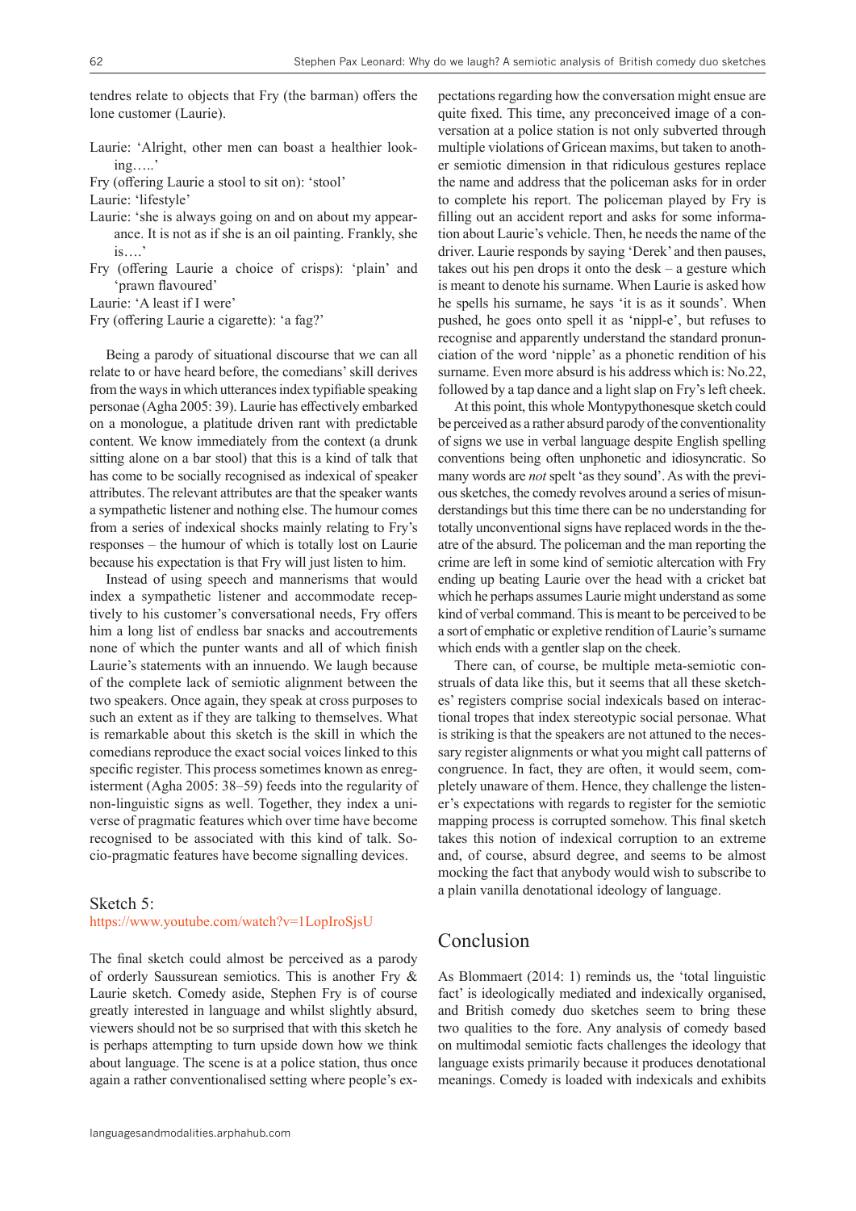tendres relate to objects that Fry (the barman) offers the lone customer (Laurie).

Laurie: 'Alright, other men can boast a healthier looking…..'
Fry (offering Laurie a stool to sit on): 'stool'
Laurie: 'lifestyle'
Laurie: 'she is always going on and on about my appearance. It is not as if she is an oil painting. Frankly, she is….'
Fry (offering Laurie a choice of crisps): 'plain' and 'prawn flavoured'
Laurie: 'A least if I were'
Fry (offering Laurie a cigarette): 'a fag?'

Being a parody of situational discourse that we can all relate to or have heard before, the comedians' skill derives from the ways in which utterances index typifiable speaking personae (Agha 2005: 39). Laurie has effectively embarked on a monologue, a platitude driven rant with predictable content. We know immediately from the context (a drunk sitting alone on a bar stool) that this is a kind of talk that has come to be socially recognised as indexical of speaker attributes. The relevant attributes are that the speaker wants a sympathetic listener and nothing else. The humour comes from a series of indexical shocks mainly relating to Fry's responses – the humour of which is totally lost on Laurie because his expectation is that Fry will just listen to him.

Instead of using speech and mannerisms that would index a sympathetic listener and accommodate receptively to his customer's conversational needs, Fry offers him a long list of endless bar snacks and accoutrements none of which the punter wants and all of which finish Laurie's statements with an innuendo. We laugh because of the complete lack of semiotic alignment between the two speakers. Once again, they speak at cross purposes to such an extent as if they are talking to themselves. What is remarkable about this sketch is the skill in which the comedians reproduce the exact social voices linked to this specific register. This process sometimes known as enregisterment (Agha 2005: 38–59) feeds into the regularity of non-linguistic signs as well. Together, they index a universe of pragmatic features which over time have become recognised to be associated with this kind of talk. Socio-pragmatic features have become signalling devices.

### Sketch 5:

https://www.youtube.com/watch?v=1LopIroSjsU

The final sketch could almost be perceived as a parody of orderly Saussurean semiotics. This is another Fry & Laurie sketch. Comedy aside, Stephen Fry is of course greatly interested in language and whilst slightly absurd, viewers should not be so surprised that with this sketch he is perhaps attempting to turn upside down how we think about language. The scene is at a police station, thus once again a rather conventionalised setting where people's expectations regarding how the conversation might ensue are quite fixed. This time, any preconceived image of a conversation at a police station is not only subverted through multiple violations of Gricean maxims, but taken to another semiotic dimension in that ridiculous gestures replace the name and address that the policeman asks for in order to complete his report. The policeman played by Fry is filling out an accident report and asks for some information about Laurie's vehicle. Then, he needs the name of the driver. Laurie responds by saying 'Derek' and then pauses, takes out his pen drops it onto the desk – a gesture which is meant to denote his surname. When Laurie is asked how he spells his surname, he says 'it is as it sounds'. When pushed, he goes onto spell it as 'nippl-e', but refuses to recognise and apparently understand the standard pronunciation of the word 'nipple' as a phonetic rendition of his surname. Even more absurd is his address which is: No.22, followed by a tap dance and a light slap on Fry's left cheek.

At this point, this whole Montypythonesque sketch could be perceived as a rather absurd parody of the conventionality of signs we use in verbal language despite English spelling conventions being often unphonetic and idiosyncratic. So many words are *not* spelt 'as they sound'. As with the previous sketches, the comedy revolves around a series of misunderstandings but this time there can be no understanding for totally unconventional signs have replaced words in the theatre of the absurd. The policeman and the man reporting the crime are left in some kind of semiotic altercation with Fry ending up beating Laurie over the head with a cricket bat which he perhaps assumes Laurie might understand as some kind of verbal command. This is meant to be perceived to be a sort of emphatic or expletive rendition of Laurie's surname which ends with a gentler slap on the cheek.

There can, of course, be multiple meta-semiotic construals of data like this, but it seems that all these sketches' registers comprise social indexicals based on interactional tropes that index stereotypic social personae. What is striking is that the speakers are not attuned to the necessary register alignments or what you might call patterns of congruence. In fact, they are often, it would seem, completely unaware of them. Hence, they challenge the listener's expectations with regards to register for the semiotic mapping process is corrupted somehow. This final sketch takes this notion of indexical corruption to an extreme and, of course, absurd degree, and seems to be almost mocking the fact that anybody would wish to subscribe to a plain vanilla denotational ideology of language.

## Conclusion

As Blommaert (2014: 1) reminds us, the 'total linguistic fact' is ideologically mediated and indexically organised, and British comedy duo sketches seem to bring these two qualities to the fore. Any analysis of comedy based on multimodal semiotic facts challenges the ideology that language exists primarily because it produces denotational meanings. Comedy is loaded with indexicals and exhibits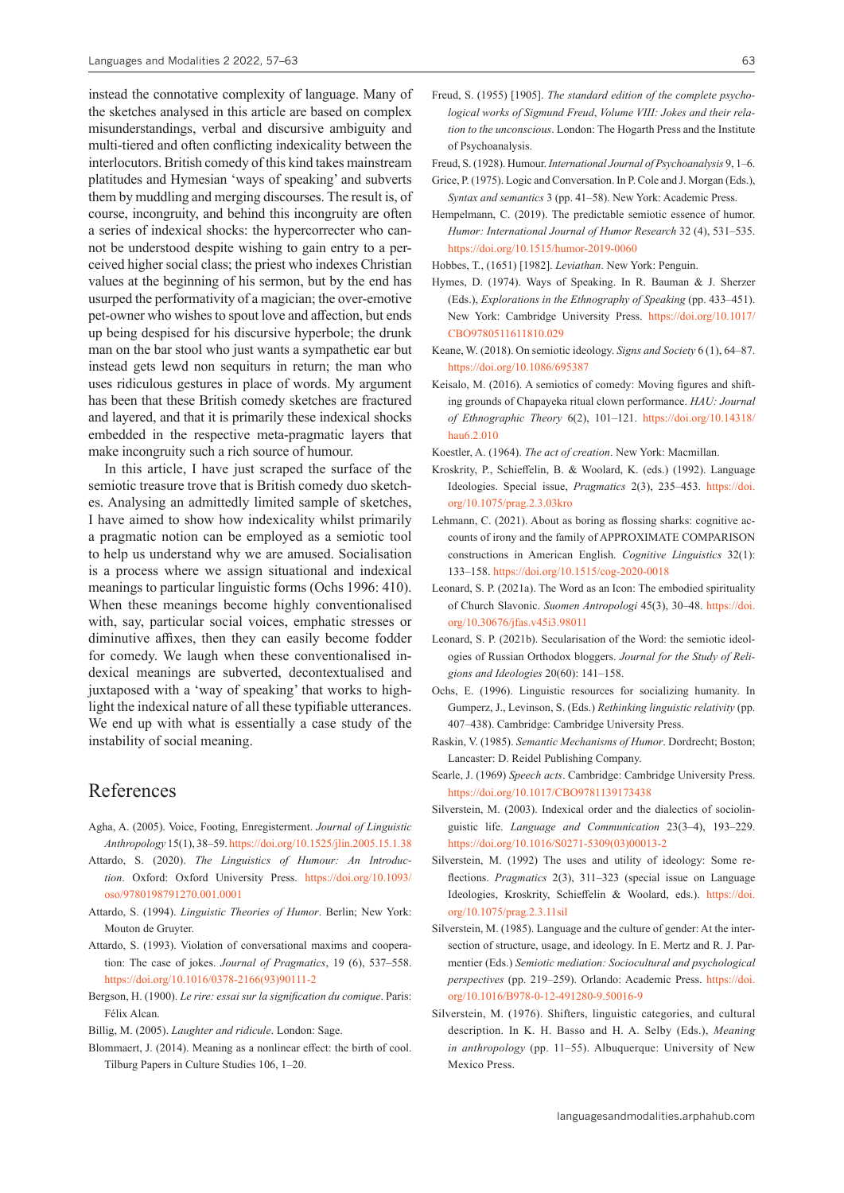instead the connotative complexity of language. Many of the sketches analysed in this article are based on complex misunderstandings, verbal and discursive ambiguity and multi-tiered and often conflicting indexicality between the interlocutors. British comedy of this kind takes mainstream platitudes and Hymesian 'ways of speaking' and subverts them by muddling and merging discourses. The result is, of course, incongruity, and behind this incongruity are often a series of indexical shocks: the hypercorrecter who cannot be understood despite wishing to gain entry to a perceived higher social class; the priest who indexes Christian values at the beginning of his sermon, but by the end has usurped the performativity of a magician; the over-emotive pet-owner who wishes to spout love and affection, but ends up being despised for his discursive hyperbole; the drunk man on the bar stool who just wants a sympathetic ear but instead gets lewd non sequiturs in return; the man who uses ridiculous gestures in place of words. My argument has been that these British comedy sketches are fractured and layered, and that it is primarily these indexical shocks embedded in the respective meta-pragmatic layers that make incongruity such a rich source of humour.

In this article, I have just scraped the surface of the semiotic treasure trove that is British comedy duo sketches. Analysing an admittedly limited sample of sketches, I have aimed to show how indexicality whilst primarily a pragmatic notion can be employed as a semiotic tool to help us understand why we are amused. Socialisation is a process where we assign situational and indexical meanings to particular linguistic forms (Ochs 1996: 410). When these meanings become highly conventionalised with, say, particular social voices, emphatic stresses or diminutive affixes, then they can easily become fodder for comedy. We laugh when these conventionalised indexical meanings are subverted, decontextualised and juxtaposed with a 'way of speaking' that works to highlight the indexical nature of all these typifiable utterances. We end up with what is essentially a case study of the instability of social meaning.

## References

Agha, A. (2005). Voice, Footing, Enregisterment. *Journal of Linguistic Anthropology* 15(1), 38–59. https://doi.org/10.1525/jlin.2005.15.1.38

Attardo, S. (2020). *The Linguistics of Humour: An Introduction*. Oxford: Oxford University Press. https://doi.org/10.1093/oso/9780198791270.001.0001

Attardo, S. (1994). *Linguistic Theories of Humor*. Berlin; New York: Mouton de Gruyter.

Attardo, S. (1993). Violation of conversational maxims and cooperation: The case of jokes. *Journal of Pragmatics*, 19 (6), 537–558. https://doi.org/10.1016/0378-2166(93)90111-2

Bergson, H. (1900). *Le rire: essai sur la signification du comique*. Paris: Félix Alcan.

Billig, M. (2005). *Laughter and ridicule*. London: Sage.

Blommaert, J. (2014). Meaning as a nonlinear effect: the birth of cool. Tilburg Papers in Culture Studies 106, 1–20.

Freud, S. (1955) [1905]. *The standard edition of the complete psychological works of Sigmund Freud*, *Volume VIII: Jokes and their relation to the unconscious*. London: The Hogarth Press and the Institute of Psychoanalysis.

Freud, S. (1928). Humour. *International Journal of Psychoanalysis* 9, 1–6.

Grice, P. (1975). Logic and Conversation. In P. Cole and J. Morgan (Eds.), *Syntax and semantics* 3 (pp. 41–58). New York: Academic Press.

Hempelmann, C. (2019). The predictable semiotic essence of humor. *Humor: International Journal of Humor Research* 32 (4), 531–535. https://doi.org/10.1515/humor-2019-0060

Hobbes, T., (1651) [1982]. *Leviathan*. New York: Penguin.

Hymes, D. (1974). Ways of Speaking. In R. Bauman & J. Sherzer (Eds.), *Explorations in the Ethnography of Speaking* (pp. 433–451). New York: Cambridge University Press. https://doi.org/10.1017/CBO9780511611810.029

Keane, W. (2018). On semiotic ideology. *Signs and Society* 6 (1), 64–87. https://doi.org/10.1086/695387

Keisalo, M. (2016). A semiotics of comedy: Moving figures and shifting grounds of Chapayeka ritual clown performance. *HAU: Journal of Ethnographic Theory* 6(2), 101–121. https://doi.org/10.14318/hau6.2.010

Koestler, A. (1964). *The act of creation*. New York: Macmillan.

Kroskrity, P., Schieffelin, B. & Woolard, K. (eds.) (1992). Language Ideologies. Special issue, *Pragmatics* 2(3), 235–453. https://doi.org/10.1075/prag.2.3.03kro

Lehmann, C. (2021). About as boring as flossing sharks: cognitive accounts of irony and the family of APPROXIMATE COMPARISON constructions in American English. *Cognitive Linguistics* 32(1): 133–158. https://doi.org/10.1515/cog-2020-0018

Leonard, S. P. (2021a). The Word as an Icon: The embodied spirituality of Church Slavonic. *Suomen Antropologi* 45(3), 30–48. https://doi.org/10.30676/jfas.v45i3.98011

Leonard, S. P. (2021b). Secularisation of the Word: the semiotic ideologies of Russian Orthodox bloggers. *Journal for the Study of Religions and Ideologies* 20(60): 141–158.

Ochs, E. (1996). Linguistic resources for socializing humanity. In Gumperz, J., Levinson, S. (Eds.) *Rethinking linguistic relativity* (pp. 407–438). Cambridge: Cambridge University Press.

Raskin, V. (1985). *Semantic Mechanisms of Humor*. Dordrecht; Boston; Lancaster: D. Reidel Publishing Company.

Searle, J. (1969) *Speech acts*. Cambridge: Cambridge University Press. https://doi.org/10.1017/CBO9781139173438

Silverstein, M. (2003). Indexical order and the dialectics of sociolinguistic life. *Language and Communication* 23(3–4), 193–229. https://doi.org/10.1016/S0271-5309(03)00013-2

Silverstein, M. (1992) The uses and utility of ideology: Some reflections. *Pragmatics* 2(3), 311–323 (special issue on Language Ideologies, Kroskrity, Schieffelin & Woolard, eds.). https://doi.org/10.1075/prag.2.3.11sil

Silverstein, M. (1985). Language and the culture of gender: At the intersection of structure, usage, and ideology. In E. Mertz and R. J. Parmentier (Eds.) *Semiotic mediation: Sociocultural and psychological perspectives* (pp. 219–259). Orlando: Academic Press. https://doi.org/10.1016/B978-0-12-491280-9.50016-9

Silverstein, M. (1976). Shifters, linguistic categories, and cultural description. In K. H. Basso and H. A. Selby (Eds.), *Meaning in anthropology* (pp. 11–55). Albuquerque: University of New Mexico Press.